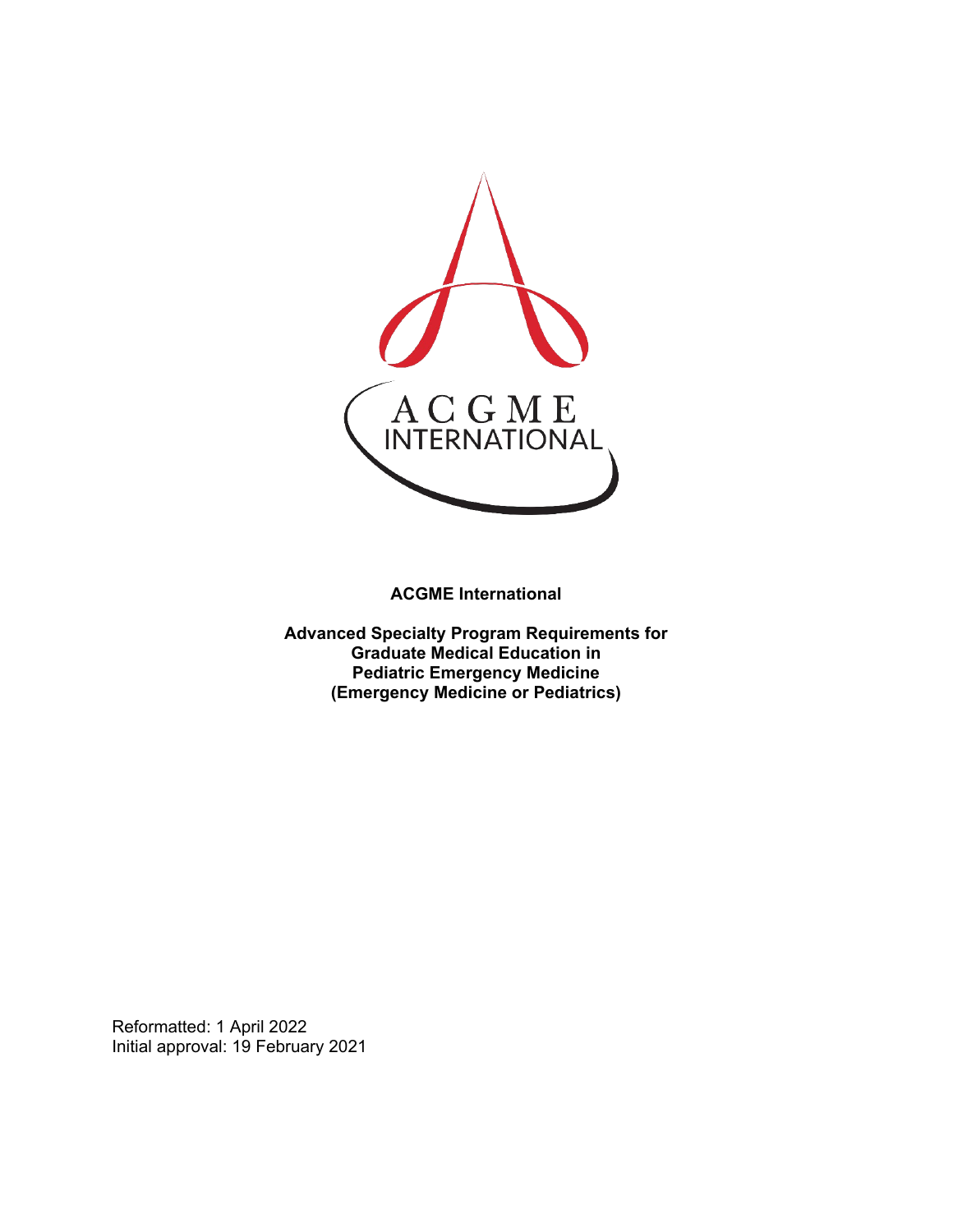ACGME International

**ACGME International**

**Advanced Specialty Program Requirements for Graduate Medical Education in Pediatric Emergency Medicine (Emergency Medicine or Pediatrics)**

Reformatted: 1 April 2022
Initial approval: 19 February 2021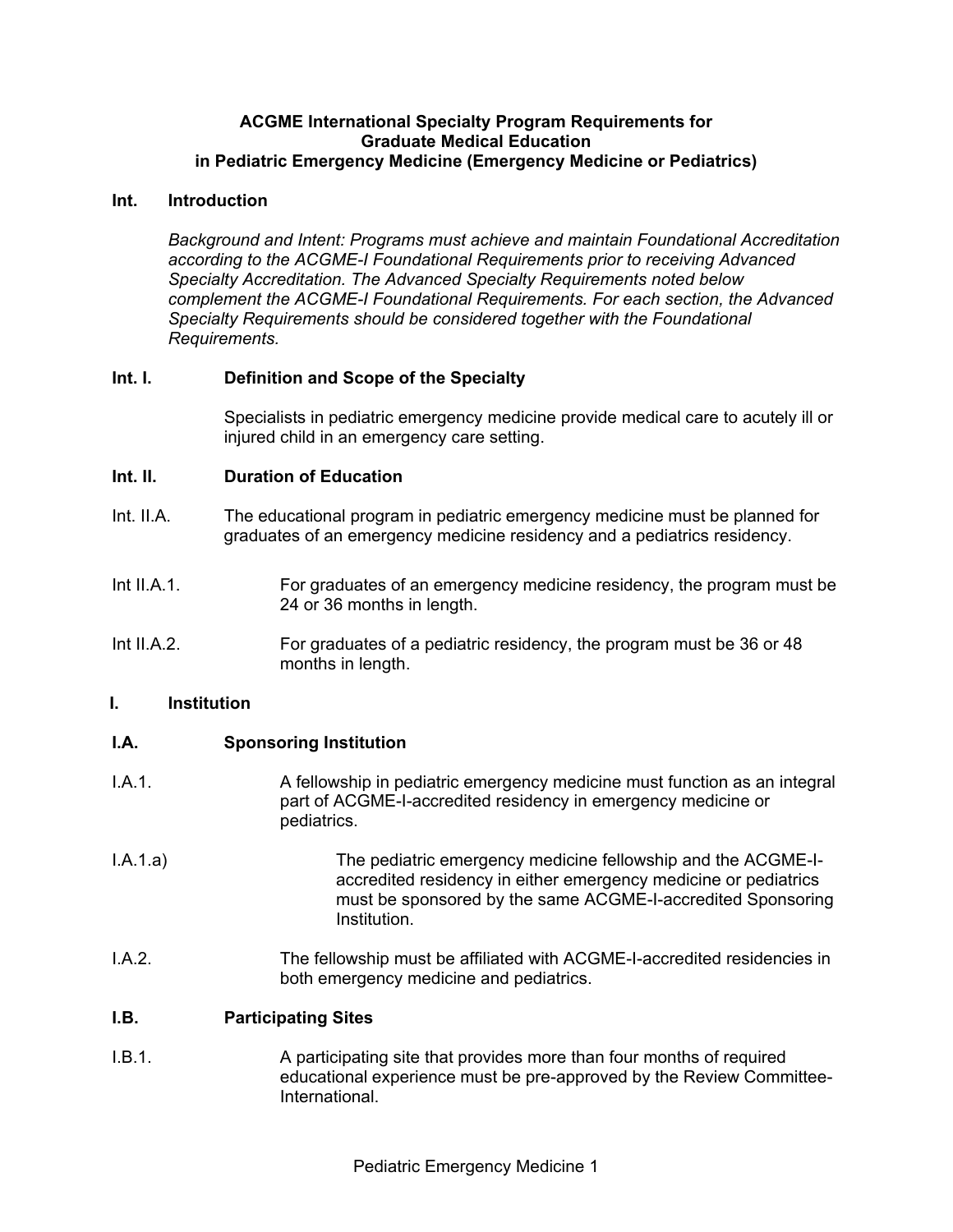**ACGME International Specialty Program Requirements for Graduate Medical Education in Pediatric Emergency Medicine (Emergency Medicine or Pediatrics)**

**Int. Introduction**

*Background and Intent: Programs must achieve and maintain Foundational Accreditation according to the ACGME-I Foundational Requirements prior to receiving Advanced Specialty Accreditation. The Advanced Specialty Requirements noted below complement the ACGME-I Foundational Requirements. For each section, the Advanced Specialty Requirements should be considered together with the Foundational Requirements.*

**Int. I. Definition and Scope of the Specialty**

Specialists in pediatric emergency medicine provide medical care to acutely ill or injured child in an emergency care setting.

**Int. II. Duration of Education**

Int. II.A. The educational program in pediatric emergency medicine must be planned for graduates of an emergency medicine residency and a pediatrics residency.

Int II.A.1. For graduates of an emergency medicine residency, the program must be 24 or 36 months in length.

Int II.A.2. For graduates of a pediatric residency, the program must be 36 or 48 months in length.

**I. Institution**

**I.A. Sponsoring Institution**

I.A.1. A fellowship in pediatric emergency medicine must function as an integral part of ACGME-I-accredited residency in emergency medicine or pediatrics.

I.A.1.a) The pediatric emergency medicine fellowship and the ACGME-I-accredited residency in either emergency medicine or pediatrics must be sponsored by the same ACGME-I-accredited Sponsoring Institution.

I.A.2. The fellowship must be affiliated with ACGME-I-accredited residencies in both emergency medicine and pediatrics.

**I.B. Participating Sites**

I.B.1. A participating site that provides more than four months of required educational experience must be pre-approved by the Review Committee-International.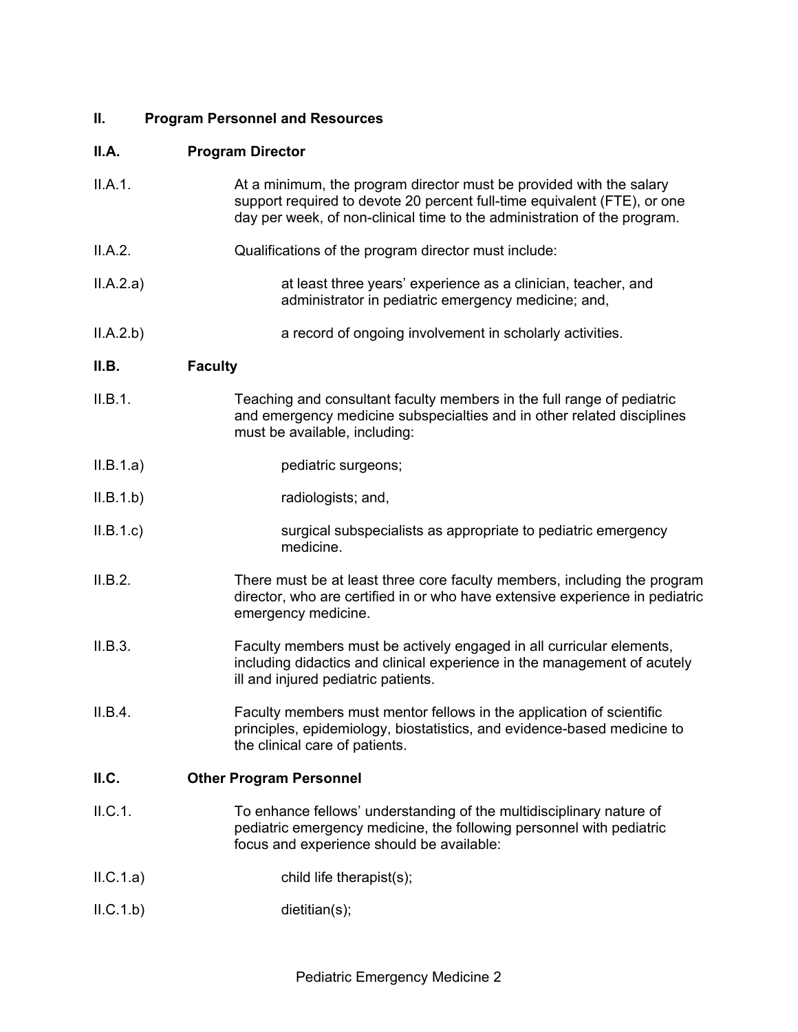## II. Program Personnel and Resources

### II.A. Program Director

II.A.1. At a minimum, the program director must be provided with the salary support required to devote 20 percent full-time equivalent (FTE), or one day per week, of non-clinical time to the administration of the program.

II.A.2. Qualifications of the program director must include:

II.A.2.a) at least three years' experience as a clinician, teacher, and administrator in pediatric emergency medicine; and,

II.A.2.b) a record of ongoing involvement in scholarly activities.

### II.B. Faculty

II.B.1. Teaching and consultant faculty members in the full range of pediatric and emergency medicine subspecialties and in other related disciplines must be available, including:

II.B.1.a) pediatric surgeons;

II.B.1.b) radiologists; and,

II.B.1.c) surgical subspecialists as appropriate to pediatric emergency medicine.

II.B.2. There must be at least three core faculty members, including the program director, who are certified in or who have extensive experience in pediatric emergency medicine.

II.B.3. Faculty members must be actively engaged in all curricular elements, including didactics and clinical experience in the management of acutely ill and injured pediatric patients.

II.B.4. Faculty members must mentor fellows in the application of scientific principles, epidemiology, biostatistics, and evidence-based medicine to the clinical care of patients.

### II.C. Other Program Personnel

II.C.1. To enhance fellows' understanding of the multidisciplinary nature of pediatric emergency medicine, the following personnel with pediatric focus and experience should be available:

II.C.1.a) child life therapist(s);

II.C.1.b) dietitian(s);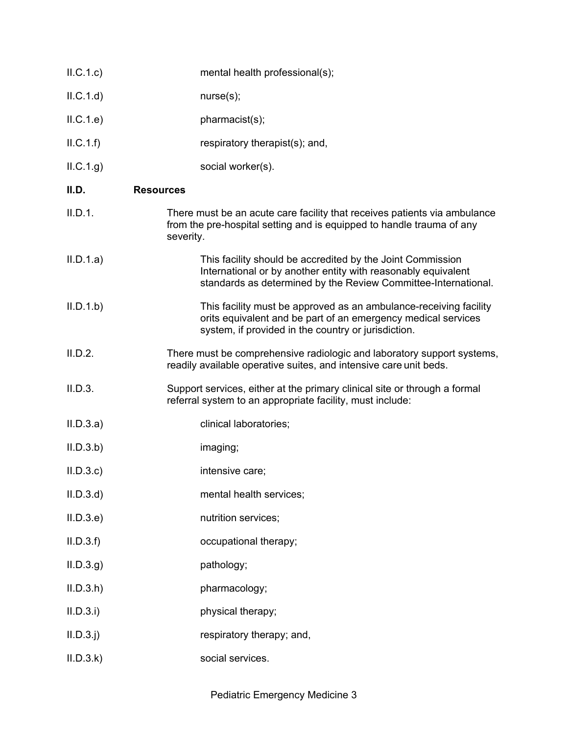II.C.1.c) mental health professional(s);

II.C.1.d) nurse(s);

II.C.1.e) pharmacist(s);

II.C.1.f) respiratory therapist(s); and,

II.C.1.g) social worker(s).

**II.D. Resources**

II.D.1. There must be an acute care facility that receives patients via ambulance from the pre-hospital setting and is equipped to handle trauma of any severity.

II.D.1.a) This facility should be accredited by the Joint Commission International or by another entity with reasonably equivalent standards as determined by the Review Committee-International.

II.D.1.b) This facility must be approved as an ambulance-receiving facility orits equivalent and be part of an emergency medical services system, if provided in the country or jurisdiction.

II.D.2. There must be comprehensive radiologic and laboratory support systems, readily available operative suites, and intensive care unit beds.

II.D.3. Support services, either at the primary clinical site or through a formal referral system to an appropriate facility, must include:

II.D.3.a) clinical laboratories;

II.D.3.b) imaging;

II.D.3.c) intensive care;

II.D.3.d) mental health services;

II.D.3.e) nutrition services;

II.D.3.f) occupational therapy;

II.D.3.g) pathology;

II.D.3.h) pharmacology;

II.D.3.i) physical therapy;

II.D.3.j) respiratory therapy; and,

II.D.3.k) social services.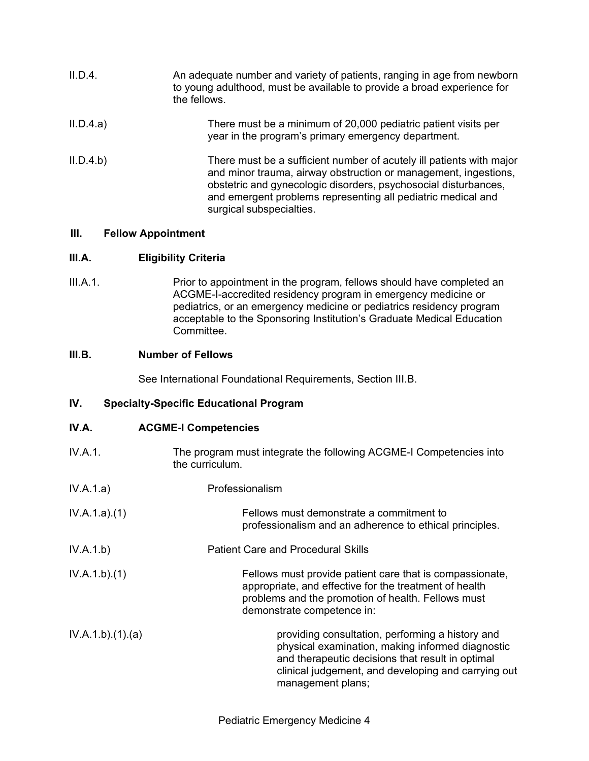II.D.4. An adequate number and variety of patients, ranging in age from newborn to young adulthood, must be available to provide a broad experience for the fellows.

II.D.4.a) There must be a minimum of 20,000 pediatric patient visits per year in the program's primary emergency department.

II.D.4.b) There must be a sufficient number of acutely ill patients with major and minor trauma, airway obstruction or management, ingestions, obstetric and gynecologic disorders, psychosocial disturbances, and emergent problems representing all pediatric medical and surgical subspecialties.

## III. Fellow Appointment

### III.A. Eligibility Criteria

III.A.1. Prior to appointment in the program, fellows should have completed an ACGME-I-accredited residency program in emergency medicine or pediatrics, or an emergency medicine or pediatrics residency program acceptable to the Sponsoring Institution's Graduate Medical Education Committee.

### III.B. Number of Fellows

See International Foundational Requirements, Section III.B.

## IV. Specialty-Specific Educational Program

### IV.A. ACGME-I Competencies

IV.A.1. The program must integrate the following ACGME-I Competencies into the curriculum.

IV.A.1.a) Professionalism

IV.A.1.a).(1) Fellows must demonstrate a commitment to professionalism and an adherence to ethical principles.

IV.A.1.b) Patient Care and Procedural Skills

IV.A.1.b).(1) Fellows must provide patient care that is compassionate, appropriate, and effective for the treatment of health problems and the promotion of health. Fellows must demonstrate competence in:

IV.A.1.b).(1).(a) providing consultation, performing a history and physical examination, making informed diagnostic and therapeutic decisions that result in optimal clinical judgement, and developing and carrying out management plans;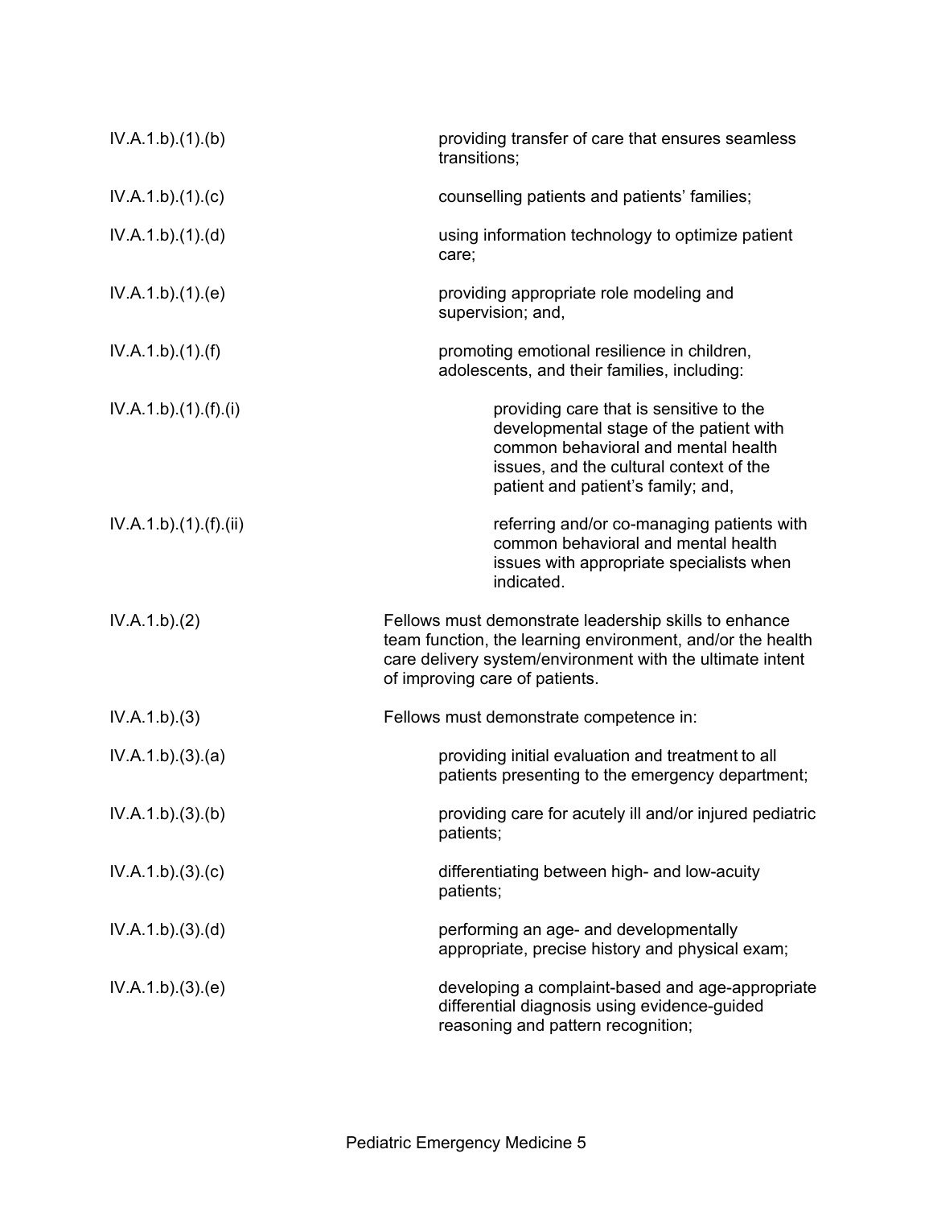| | |
|---|---|
| IV.A.1.b).(1).(b) | providing transfer of care that ensures seamless transitions; |
| IV.A.1.b).(1).(c) | counselling patients and patients' families; |
| IV.A.1.b).(1).(d) | using information technology to optimize patient care; |
| IV.A.1.b).(1).(e) | providing appropriate role modeling and supervision; and, |
| IV.A.1.b).(1).(f) | promoting emotional resilience in children, adolescents, and their families, including: |
| IV.A.1.b).(1).(f).(i) | providing care that is sensitive to the developmental stage of the patient with common behavioral and mental health issues, and the cultural context of the patient and patient's family; and, |
| IV.A.1.b).(1).(f).(ii) | referring and/or co-managing patients with common behavioral and mental health issues with appropriate specialists when indicated. |
| IV.A.1.b).(2) | Fellows must demonstrate leadership skills to enhance team function, the learning environment, and/or the health care delivery system/environment with the ultimate intent of improving care of patients. |
| IV.A.1.b).(3) | Fellows must demonstrate competence in: |
| IV.A.1.b).(3).(a) | providing initial evaluation and treatment to all patients presenting to the emergency department; |
| IV.A.1.b).(3).(b) | providing care for acutely ill and/or injured pediatric patients; |
| IV.A.1.b).(3).(c) | differentiating between high- and low-acuity patients; |
| IV.A.1.b).(3).(d) | performing an age- and developmentally appropriate, precise history and physical exam; |
| IV.A.1.b).(3).(e) | developing a complaint-based and age-appropriate differential diagnosis using evidence-guided reasoning and pattern recognition; |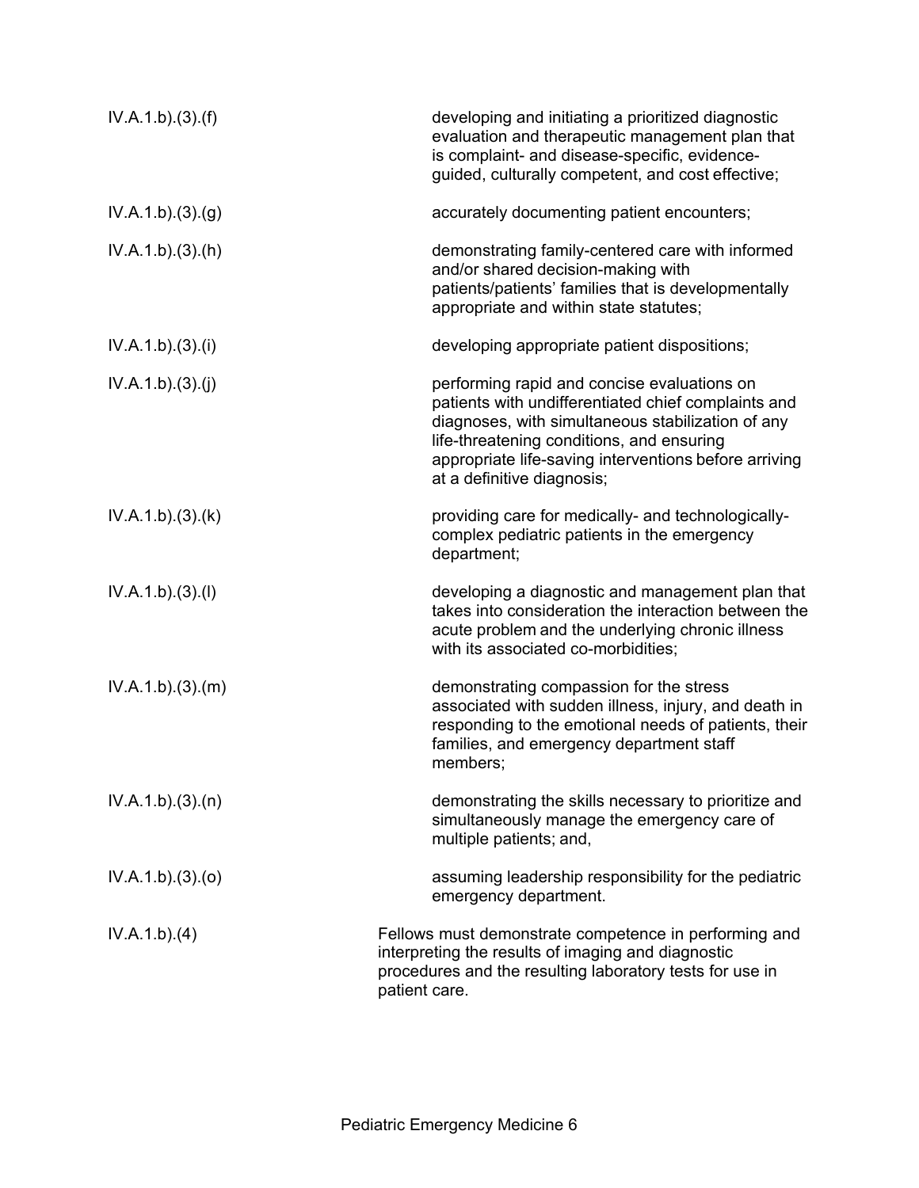| | |
|---|---|
| IV.A.1.b).(3).(f) | developing and initiating a prioritized diagnostic evaluation and therapeutic management plan that is complaint- and disease-specific, evidence-guided, culturally competent, and cost effective; |
| IV.A.1.b).(3).(g) | accurately documenting patient encounters; |
| IV.A.1.b).(3).(h) | demonstrating family-centered care with informed and/or shared decision-making with patients/patients' families that is developmentally appropriate and within state statutes; |
| IV.A.1.b).(3).(i) | developing appropriate patient dispositions; |
| IV.A.1.b).(3).(j) | performing rapid and concise evaluations on patients with undifferentiated chief complaints and diagnoses, with simultaneous stabilization of any life-threatening conditions, and ensuring appropriate life-saving interventions before arriving at a definitive diagnosis; |
| IV.A.1.b).(3).(k) | providing care for medically- and technologically-complex pediatric patients in the emergency department; |
| IV.A.1.b).(3).(l) | developing a diagnostic and management plan that takes into consideration the interaction between the acute problem and the underlying chronic illness with its associated co-morbidities; |
| IV.A.1.b).(3).(m) | demonstrating compassion for the stress associated with sudden illness, injury, and death in responding to the emotional needs of patients, their families, and emergency department staff members; |
| IV.A.1.b).(3).(n) | demonstrating the skills necessary to prioritize and simultaneously manage the emergency care of multiple patients; and, |
| IV.A.1.b).(3).(o) | assuming leadership responsibility for the pediatric emergency department. |
| IV.A.1.b).(4) | Fellows must demonstrate competence in performing and interpreting the results of imaging and diagnostic procedures and the resulting laboratory tests for use in patient care. |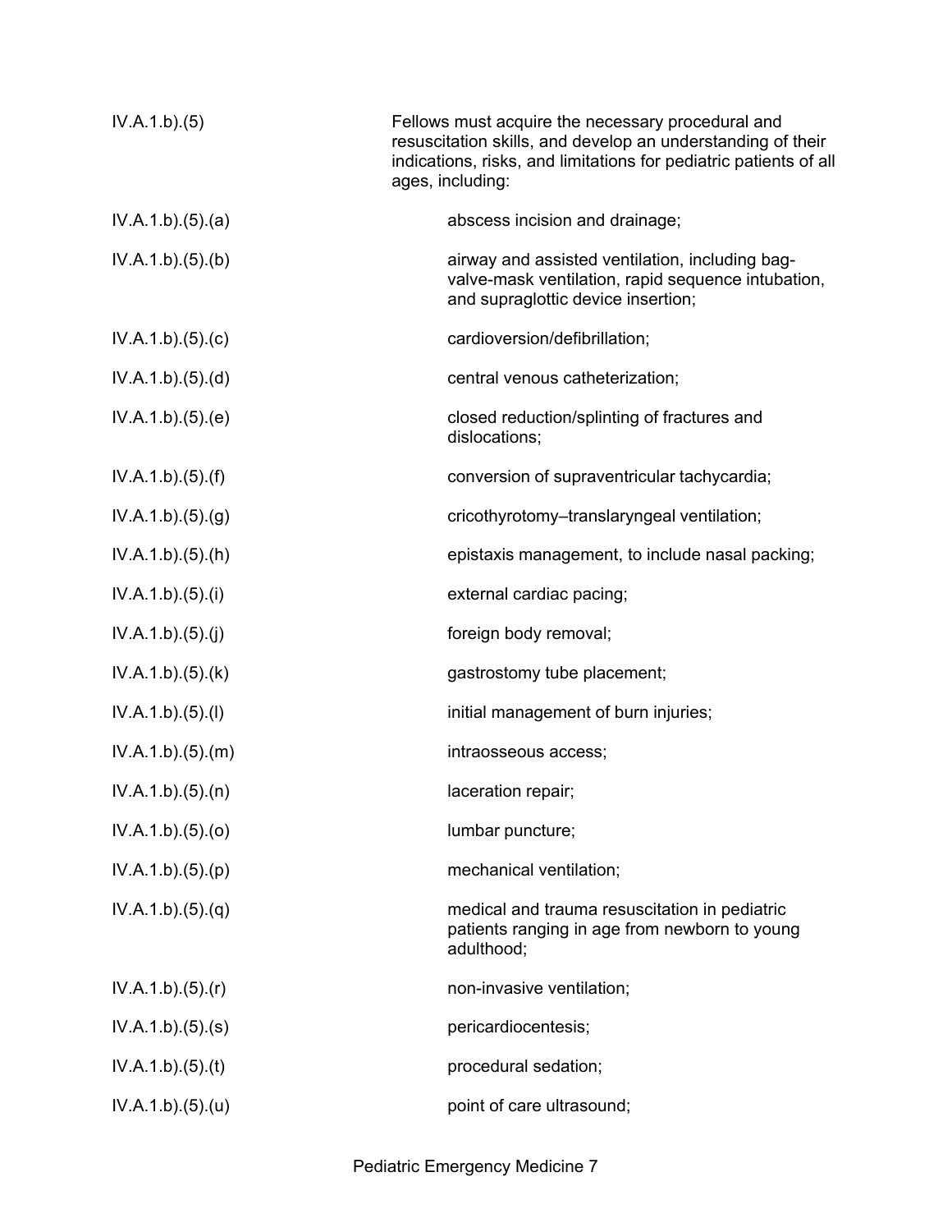| | |
|---|---|
| IV.A.1.b).(5) | Fellows must acquire the necessary procedural and resuscitation skills, and develop an understanding of their indications, risks, and limitations for pediatric patients of all ages, including: |
| IV.A.1.b).(5).(a) | abscess incision and drainage; |
| IV.A.1.b).(5).(b) | airway and assisted ventilation, including bag-valve-mask ventilation, rapid sequence intubation, and supraglottic device insertion; |
| IV.A.1.b).(5).(c) | cardioversion/defibrillation; |
| IV.A.1.b).(5).(d) | central venous catheterization; |
| IV.A.1.b).(5).(e) | closed reduction/splinting of fractures and dislocations; |
| IV.A.1.b).(5).(f) | conversion of supraventricular tachycardia; |
| IV.A.1.b).(5).(g) | cricothyrotomy–translaryngeal ventilation; |
| IV.A.1.b).(5).(h) | epistaxis management, to include nasal packing; |
| IV.A.1.b).(5).(i) | external cardiac pacing; |
| IV.A.1.b).(5).(j) | foreign body removal; |
| IV.A.1.b).(5).(k) | gastrostomy tube placement; |
| IV.A.1.b).(5).(l) | initial management of burn injuries; |
| IV.A.1.b).(5).(m) | intraosseous access; |
| IV.A.1.b).(5).(n) | laceration repair; |
| IV.A.1.b).(5).(o) | lumbar puncture; |
| IV.A.1.b).(5).(p) | mechanical ventilation; |
| IV.A.1.b).(5).(q) | medical and trauma resuscitation in pediatric patients ranging in age from newborn to young adulthood; |
| IV.A.1.b).(5).(r) | non-invasive ventilation; |
| IV.A.1.b).(5).(s) | pericardiocentesis; |
| IV.A.1.b).(5).(t) | procedural sedation; |
| IV.A.1.b).(5).(u) | point of care ultrasound; |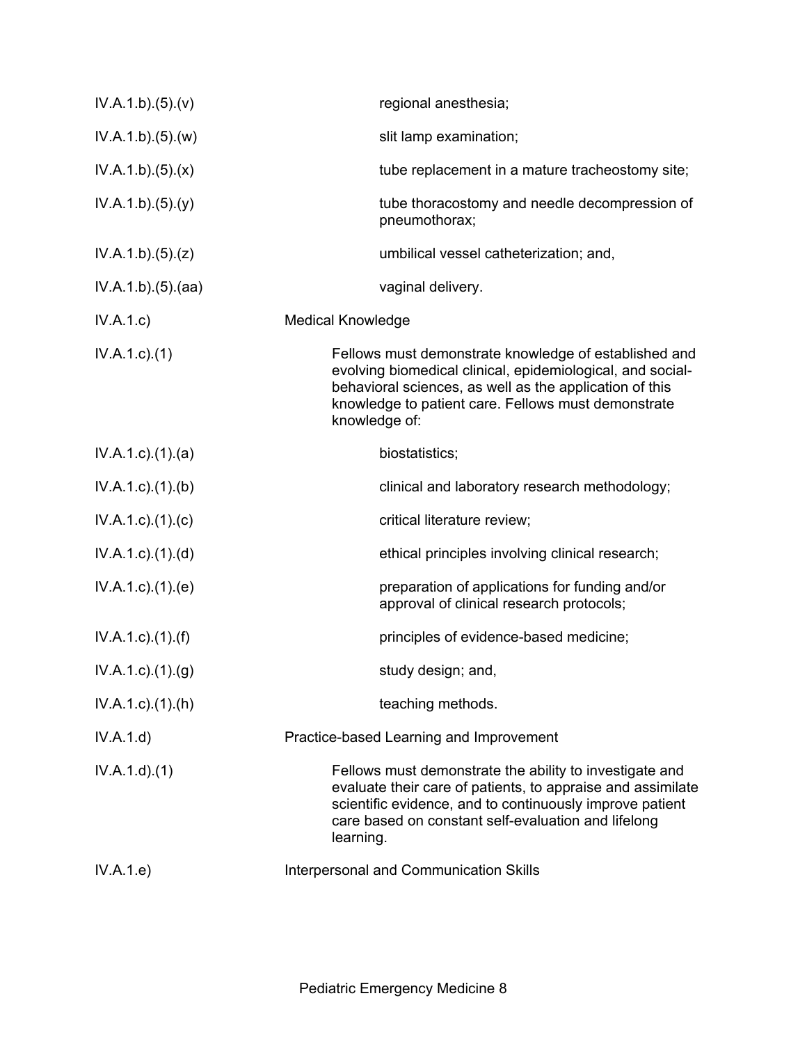| | |
|---|---|
| IV.A.1.b).(5).(v) | regional anesthesia; |
| IV.A.1.b).(5).(w) | slit lamp examination; |
| IV.A.1.b).(5).(x) | tube replacement in a mature tracheostomy site; |
| IV.A.1.b).(5).(y) | tube thoracostomy and needle decompression of pneumothorax; |
| IV.A.1.b).(5).(z) | umbilical vessel catheterization; and, |
| IV.A.1.b).(5).(aa) | vaginal delivery. |
| IV.A.1.c) | Medical Knowledge |
| IV.A.1.c).(1) | Fellows must demonstrate knowledge of established and evolving biomedical clinical, epidemiological, and social-behavioral sciences, as well as the application of this knowledge to patient care. Fellows must demonstrate knowledge of: |
| IV.A.1.c).(1).(a) | biostatistics; |
| IV.A.1.c).(1).(b) | clinical and laboratory research methodology; |
| IV.A.1.c).(1).(c) | critical literature review; |
| IV.A.1.c).(1).(d) | ethical principles involving clinical research; |
| IV.A.1.c).(1).(e) | preparation of applications for funding and/or approval of clinical research protocols; |
| IV.A.1.c).(1).(f) | principles of evidence-based medicine; |
| IV.A.1.c).(1).(g) | study design; and, |
| IV.A.1.c).(1).(h) | teaching methods. |
| IV.A.1.d) | Practice-based Learning and Improvement |
| IV.A.1.d).(1) | Fellows must demonstrate the ability to investigate and evaluate their care of patients, to appraise and assimilate scientific evidence, and to continuously improve patient care based on constant self-evaluation and lifelong learning. |
| IV.A.1.e) | Interpersonal and Communication Skills |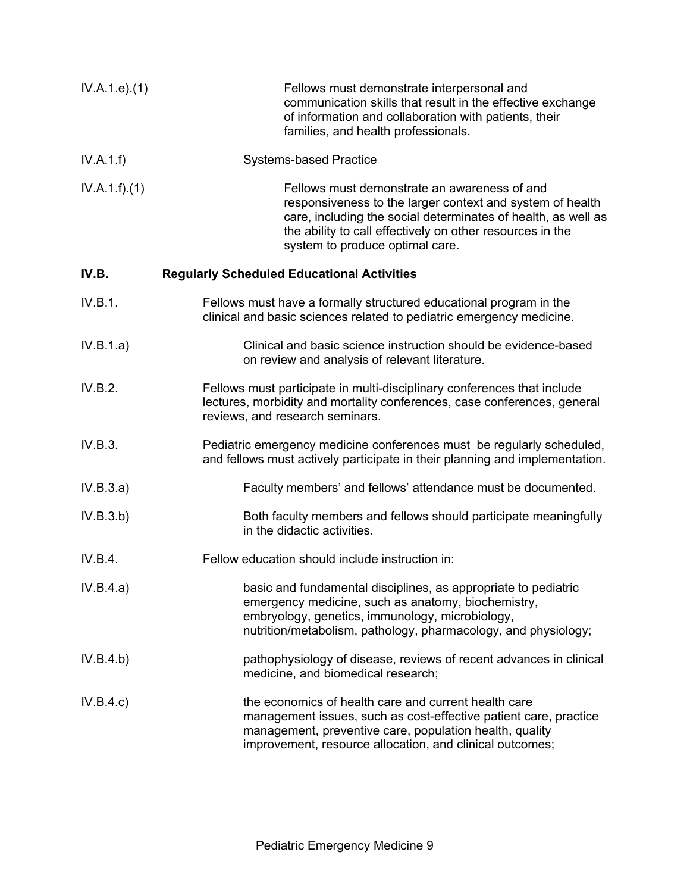IV.A.1.e).(1) Fellows must demonstrate interpersonal and communication skills that result in the effective exchange of information and collaboration with patients, their families, and health professionals.

IV.A.1.f) Systems-based Practice

IV.A.1.f).(1) Fellows must demonstrate an awareness of and responsiveness to the larger context and system of health care, including the social determinates of health, as well as the ability to call effectively on other resources in the system to produce optimal care.

**IV.B. Regularly Scheduled Educational Activities**

IV.B.1. Fellows must have a formally structured educational program in the clinical and basic sciences related to pediatric emergency medicine.

IV.B.1.a) Clinical and basic science instruction should be evidence-based on review and analysis of relevant literature.

IV.B.2. Fellows must participate in multi-disciplinary conferences that include lectures, morbidity and mortality conferences, case conferences, general reviews, and research seminars.

IV.B.3. Pediatric emergency medicine conferences must be regularly scheduled, and fellows must actively participate in their planning and implementation.

IV.B.3.a) Faculty members' and fellows' attendance must be documented.

IV.B.3.b) Both faculty members and fellows should participate meaningfully in the didactic activities.

IV.B.4. Fellow education should include instruction in:

IV.B.4.a) basic and fundamental disciplines, as appropriate to pediatric emergency medicine, such as anatomy, biochemistry, embryology, genetics, immunology, microbiology, nutrition/metabolism, pathology, pharmacology, and physiology;

IV.B.4.b) pathophysiology of disease, reviews of recent advances in clinical medicine, and biomedical research;

IV.B.4.c) the economics of health care and current health care management issues, such as cost-effective patient care, practice management, preventive care, population health, quality improvement, resource allocation, and clinical outcomes;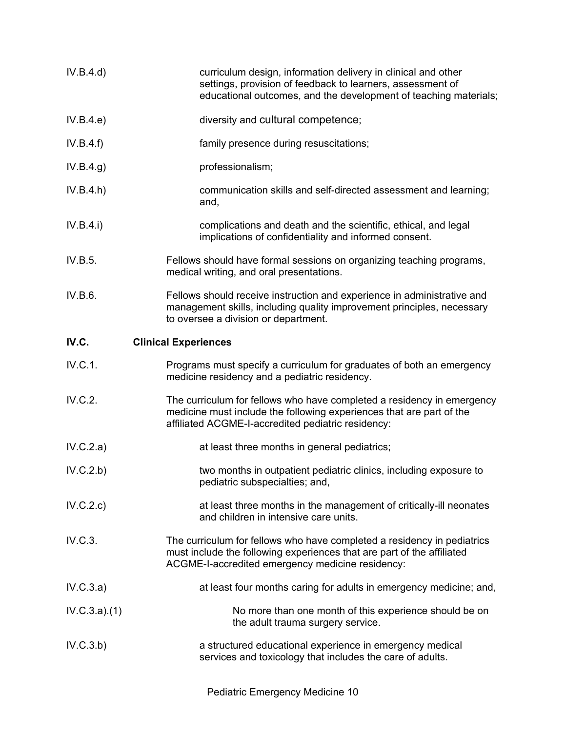IV.B.4.d) curriculum design, information delivery in clinical and other settings, provision of feedback to learners, assessment of educational outcomes, and the development of teaching materials;

IV.B.4.e) diversity and cultural competence;

IV.B.4.f) family presence during resuscitations;

IV.B.4.g) professionalism;

IV.B.4.h) communication skills and self-directed assessment and learning; and,

IV.B.4.i) complications and death and the scientific, ethical, and legal implications of confidentiality and informed consent.

IV.B.5. Fellows should have formal sessions on organizing teaching programs, medical writing, and oral presentations.

IV.B.6. Fellows should receive instruction and experience in administrative and management skills, including quality improvement principles, necessary to oversee a division or department.

**IV.C. Clinical Experiences**

IV.C.1. Programs must specify a curriculum for graduates of both an emergency medicine residency and a pediatric residency.

IV.C.2. The curriculum for fellows who have completed a residency in emergency medicine must include the following experiences that are part of the affiliated ACGME-I-accredited pediatric residency:

IV.C.2.a) at least three months in general pediatrics;

IV.C.2.b) two months in outpatient pediatric clinics, including exposure to pediatric subspecialties; and,

IV.C.2.c) at least three months in the management of critically-ill neonates and children in intensive care units.

IV.C.3. The curriculum for fellows who have completed a residency in pediatrics must include the following experiences that are part of the affiliated ACGME-I-accredited emergency medicine residency:

IV.C.3.a) at least four months caring for adults in emergency medicine; and,

IV.C.3.a).(1) No more than one month of this experience should be on the adult trauma surgery service.

IV.C.3.b) a structured educational experience in emergency medical services and toxicology that includes the care of adults.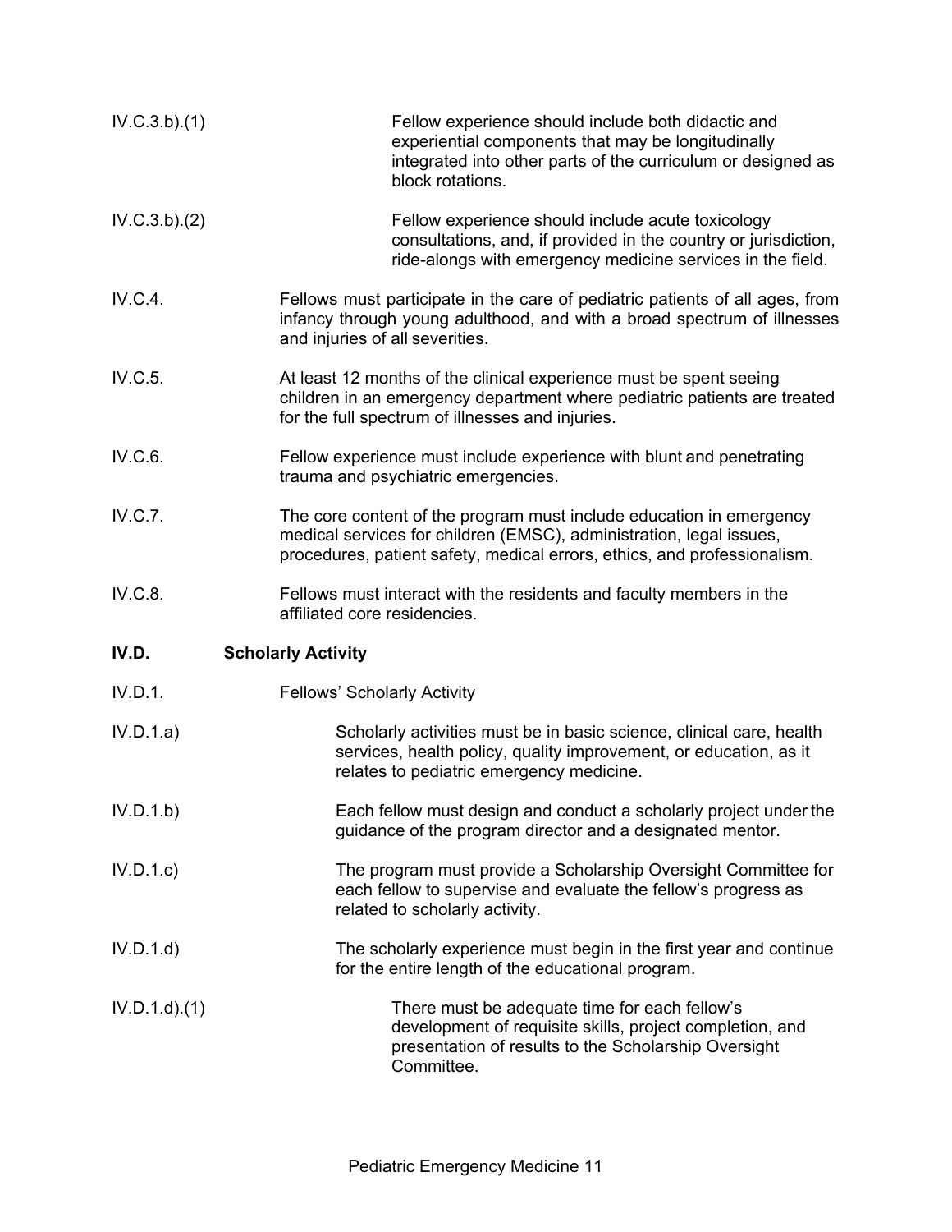IV.C.3.b).(1) Fellow experience should include both didactic and experiential components that may be longitudinally integrated into other parts of the curriculum or designed as block rotations.

IV.C.3.b).(2) Fellow experience should include acute toxicology consultations, and, if provided in the country or jurisdiction, ride-alongs with emergency medicine services in the field.

IV.C.4. Fellows must participate in the care of pediatric patients of all ages, from infancy through young adulthood, and with a broad spectrum of illnesses and injuries of all severities.

IV.C.5. At least 12 months of the clinical experience must be spent seeing children in an emergency department where pediatric patients are treated for the full spectrum of illnesses and injuries.

IV.C.6. Fellow experience must include experience with blunt and penetrating trauma and psychiatric emergencies.

IV.C.7. The core content of the program must include education in emergency medical services for children (EMSC), administration, legal issues, procedures, patient safety, medical errors, ethics, and professionalism.

IV.C.8. Fellows must interact with the residents and faculty members in the affiliated core residencies.

**IV.D. Scholarly Activity**

IV.D.1. Fellows' Scholarly Activity

IV.D.1.a) Scholarly activities must be in basic science, clinical care, health services, health policy, quality improvement, or education, as it relates to pediatric emergency medicine.

IV.D.1.b) Each fellow must design and conduct a scholarly project under the guidance of the program director and a designated mentor.

IV.D.1.c) The program must provide a Scholarship Oversight Committee for each fellow to supervise and evaluate the fellow's progress as related to scholarly activity.

IV.D.1.d) The scholarly experience must begin in the first year and continue for the entire length of the educational program.

IV.D.1.d).(1) There must be adequate time for each fellow's development of requisite skills, project completion, and presentation of results to the Scholarship Oversight Committee.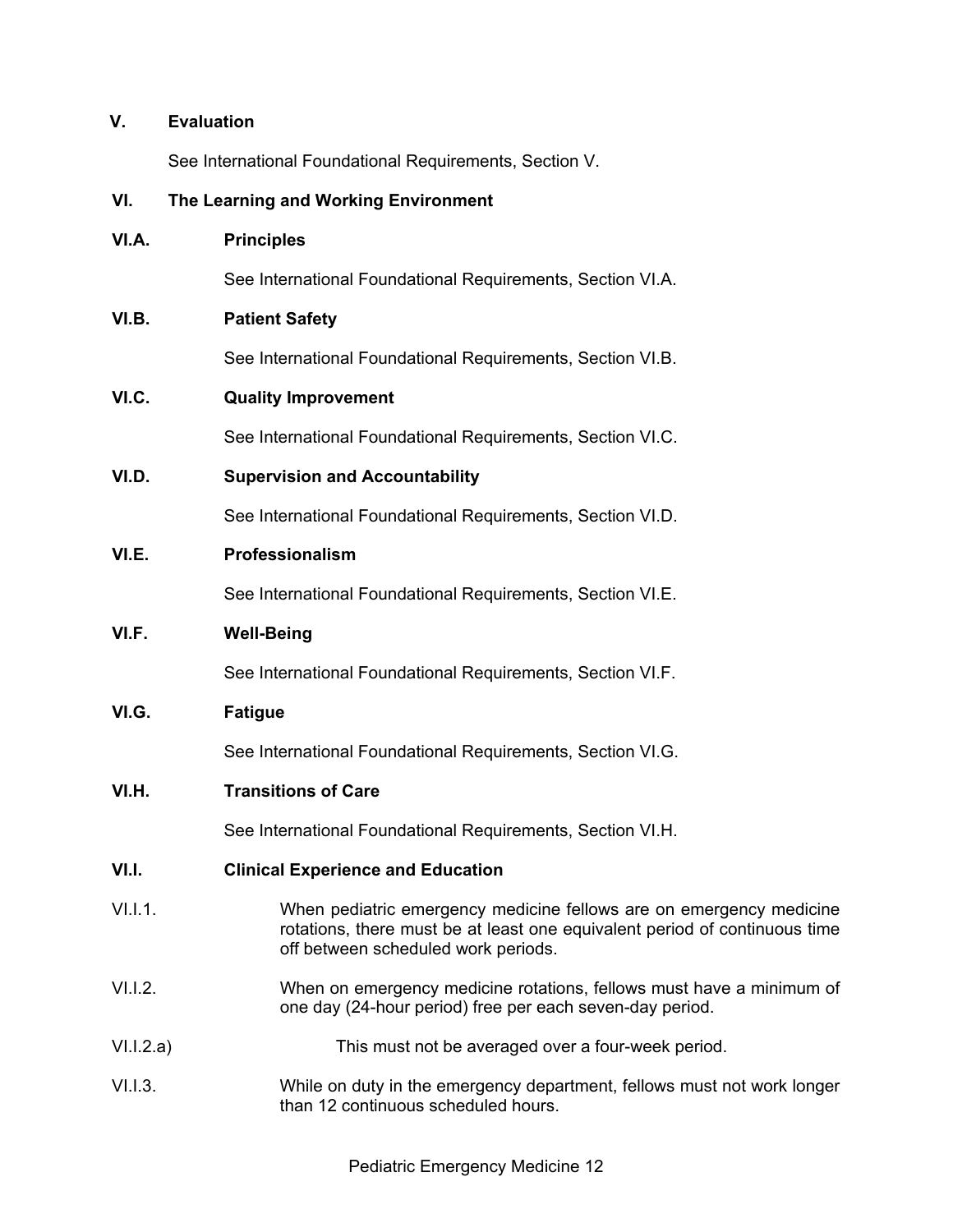## V. Evaluation

See International Foundational Requirements, Section V.

## VI. The Learning and Working Environment

### VI.A. Principles

See International Foundational Requirements, Section VI.A.

### VI.B. Patient Safety

See International Foundational Requirements, Section VI.B.

### VI.C. Quality Improvement

See International Foundational Requirements, Section VI.C.

### VI.D. Supervision and Accountability

See International Foundational Requirements, Section VI.D.

### VI.E. Professionalism

See International Foundational Requirements, Section VI.E.

### VI.F. Well-Being

See International Foundational Requirements, Section VI.F.

### VI.G. Fatigue

See International Foundational Requirements, Section VI.G.

### VI.H. Transitions of Care

See International Foundational Requirements, Section VI.H.

### VI.I. Clinical Experience and Education

VI.I.1. When pediatric emergency medicine fellows are on emergency medicine rotations, there must be at least one equivalent period of continuous time off between scheduled work periods.

VI.I.2. When on emergency medicine rotations, fellows must have a minimum of one day (24-hour period) free per each seven-day period.

VI.I.2.a) This must not be averaged over a four-week period.

VI.I.3. While on duty in the emergency department, fellows must not work longer than 12 continuous scheduled hours.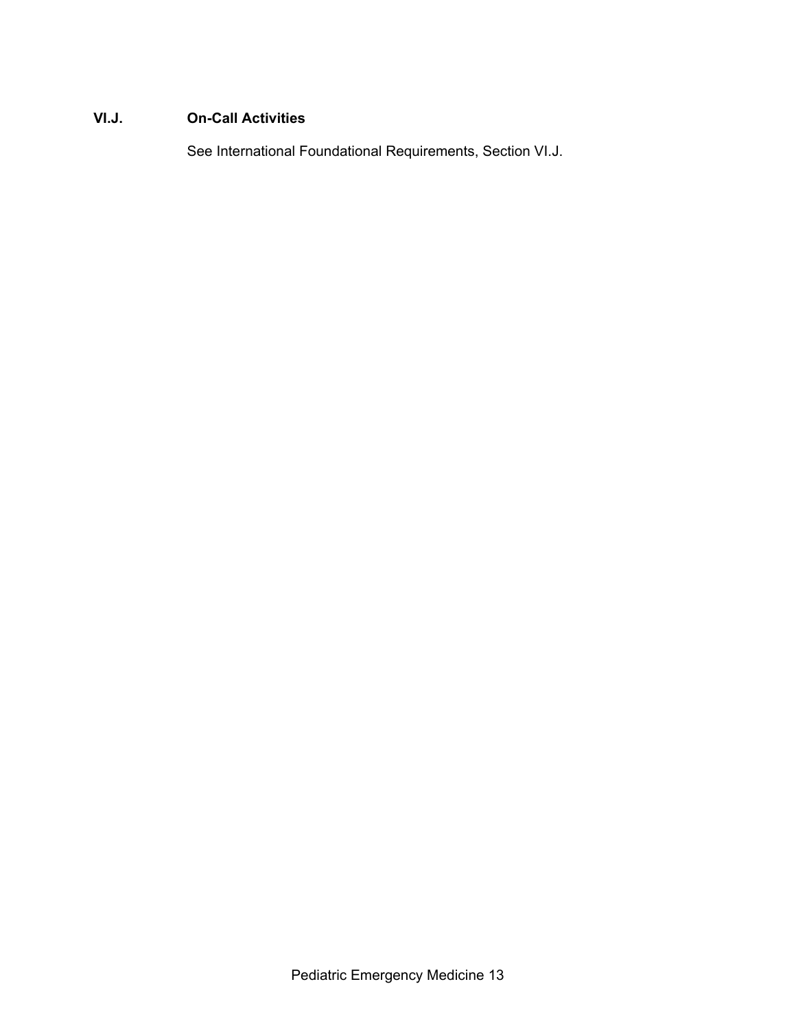**VI.J. On-Call Activities**

See International Foundational Requirements, Section VI.J.